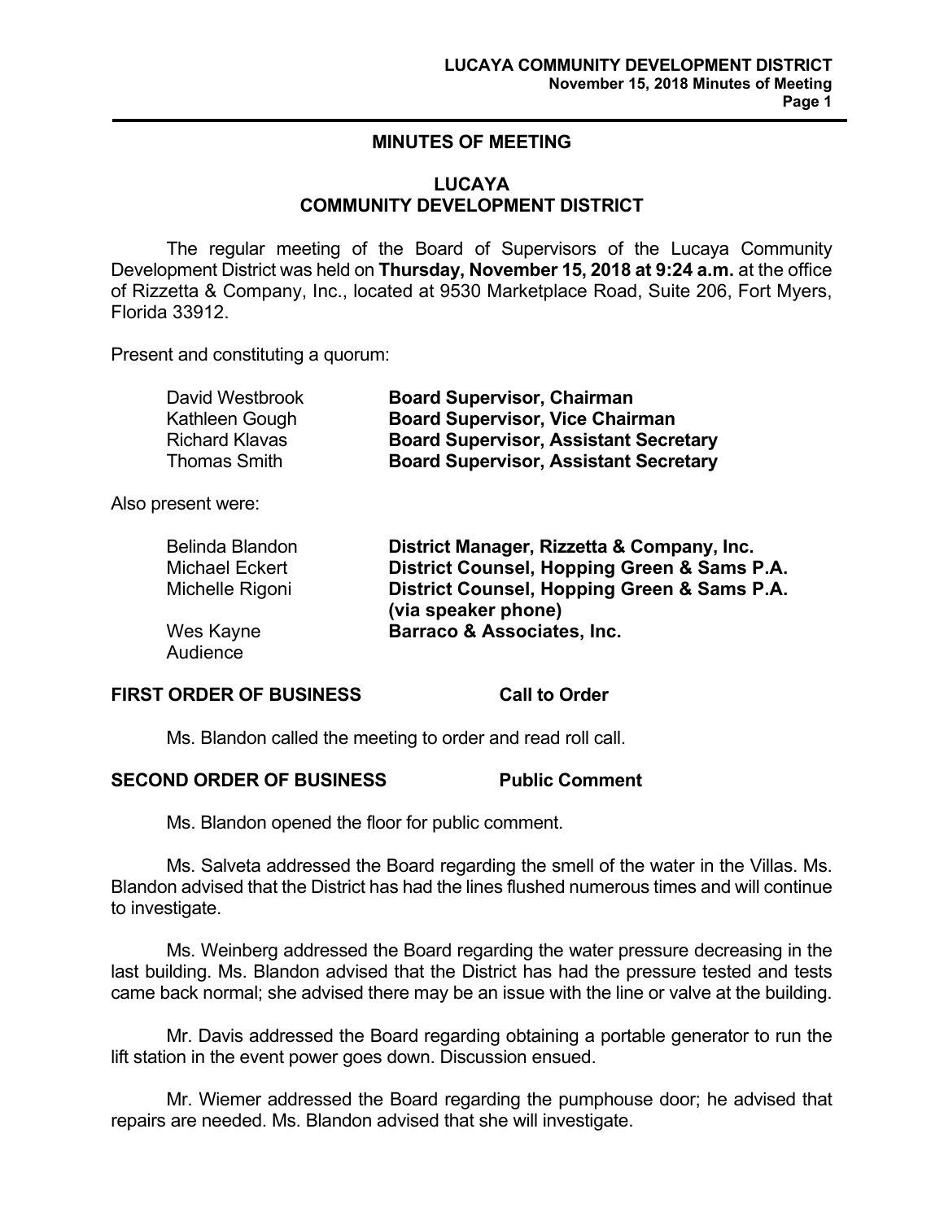## MINUTES OF MEETING

## LUCAYA COMMUNITY DEVELOPMENT DISTRICT

The regular meeting of the Board of Supervisors of the Lucaya Community Development District was held on **Thursday, November 15, 2018 at 9:24 a.m.** at the office of Rizzetta & Company, Inc., located at 9530 Marketplace Road, Suite 206, Fort Myers, Florida 33912.

Present and constituting a quorum:

| | |
|---|---|
| David Westbrook | **Board Supervisor, Chairman** |
| Kathleen Gough | **Board Supervisor, Vice Chairman** |
| Richard Klavas | **Board Supervisor, Assistant Secretary** |
| Thomas Smith | **Board Supervisor, Assistant Secretary** |

Also present were:

| | |
|---|---|
| Belinda Blandon | **District Manager, Rizzetta & Company, Inc.** |
| Michael Eckert | **District Counsel, Hopping Green & Sams P.A.** |
| Michelle Rigoni | **District Counsel, Hopping Green & Sams P.A. (via speaker phone)** |
| Wes Kayne | **Barraco & Associates, Inc.** |
| Audience | |

**FIRST ORDER OF BUSINESS** **Call to Order**

Ms. Blandon called the meeting to order and read roll call.

**SECOND ORDER OF BUSINESS** **Public Comment**

Ms. Blandon opened the floor for public comment.

Ms. Salveta addressed the Board regarding the smell of the water in the Villas. Ms. Blandon advised that the District has had the lines flushed numerous times and will continue to investigate.

Ms. Weinberg addressed the Board regarding the water pressure decreasing in the last building. Ms. Blandon advised that the District has had the pressure tested and tests came back normal; she advised there may be an issue with the line or valve at the building.

Mr. Davis addressed the Board regarding obtaining a portable generator to run the lift station in the event power goes down. Discussion ensued.

Mr. Wiemer addressed the Board regarding the pumphouse door; he advised that repairs are needed. Ms. Blandon advised that she will investigate.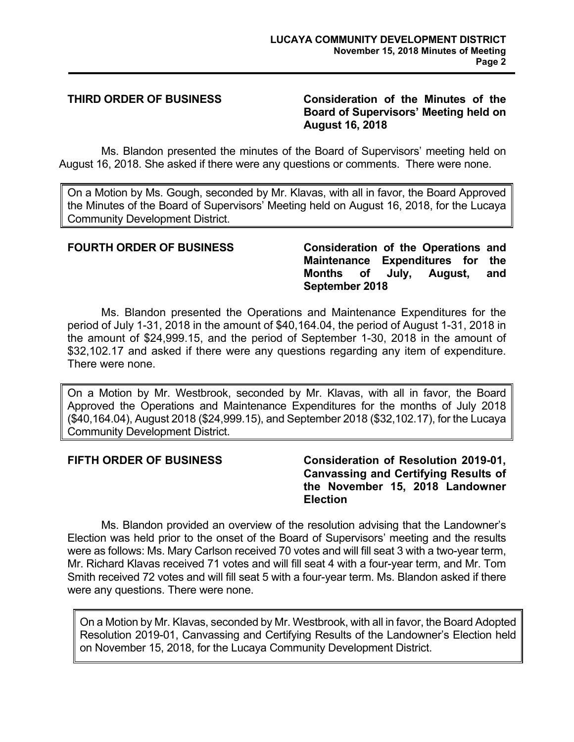**THIRD ORDER OF BUSINESS** — **Consideration of the Minutes of the Board of Supervisors' Meeting held on August 16, 2018**

Ms. Blandon presented the minutes of the Board of Supervisors' meeting held on August 16, 2018. She asked if there were any questions or comments. There were none.

> On a Motion by Ms. Gough, seconded by Mr. Klavas, with all in favor, the Board Approved the Minutes of the Board of Supervisors' Meeting held on August 16, 2018, for the Lucaya Community Development District.

**FOURTH ORDER OF BUSINESS** — **Consideration of the Operations and Maintenance Expenditures for the Months of July, August, and September 2018**

Ms. Blandon presented the Operations and Maintenance Expenditures for the period of July 1-31, 2018 in the amount of $40,164.04, the period of August 1-31, 2018 in the amount of $24,999.15, and the period of September 1-30, 2018 in the amount of $32,102.17 and asked if there were any questions regarding any item of expenditure. There were none.

> On a Motion by Mr. Westbrook, seconded by Mr. Klavas, with all in favor, the Board Approved the Operations and Maintenance Expenditures for the months of July 2018 ($40,164.04), August 2018 ($24,999.15), and September 2018 ($32,102.17), for the Lucaya Community Development District.

**FIFTH ORDER OF BUSINESS** — **Consideration of Resolution 2019-01, Canvassing and Certifying Results of the November 15, 2018 Landowner Election**

Ms. Blandon provided an overview of the resolution advising that the Landowner's Election was held prior to the onset of the Board of Supervisors' meeting and the results were as follows: Ms. Mary Carlson received 70 votes and will fill seat 3 with a two-year term, Mr. Richard Klavas received 71 votes and will fill seat 4 with a four-year term, and Mr. Tom Smith received 72 votes and will fill seat 5 with a four-year term. Ms. Blandon asked if there were any questions. There were none.

> On a Motion by Mr. Klavas, seconded by Mr. Westbrook, with all in favor, the Board Adopted Resolution 2019-01, Canvassing and Certifying Results of the Landowner's Election held on November 15, 2018, for the Lucaya Community Development District.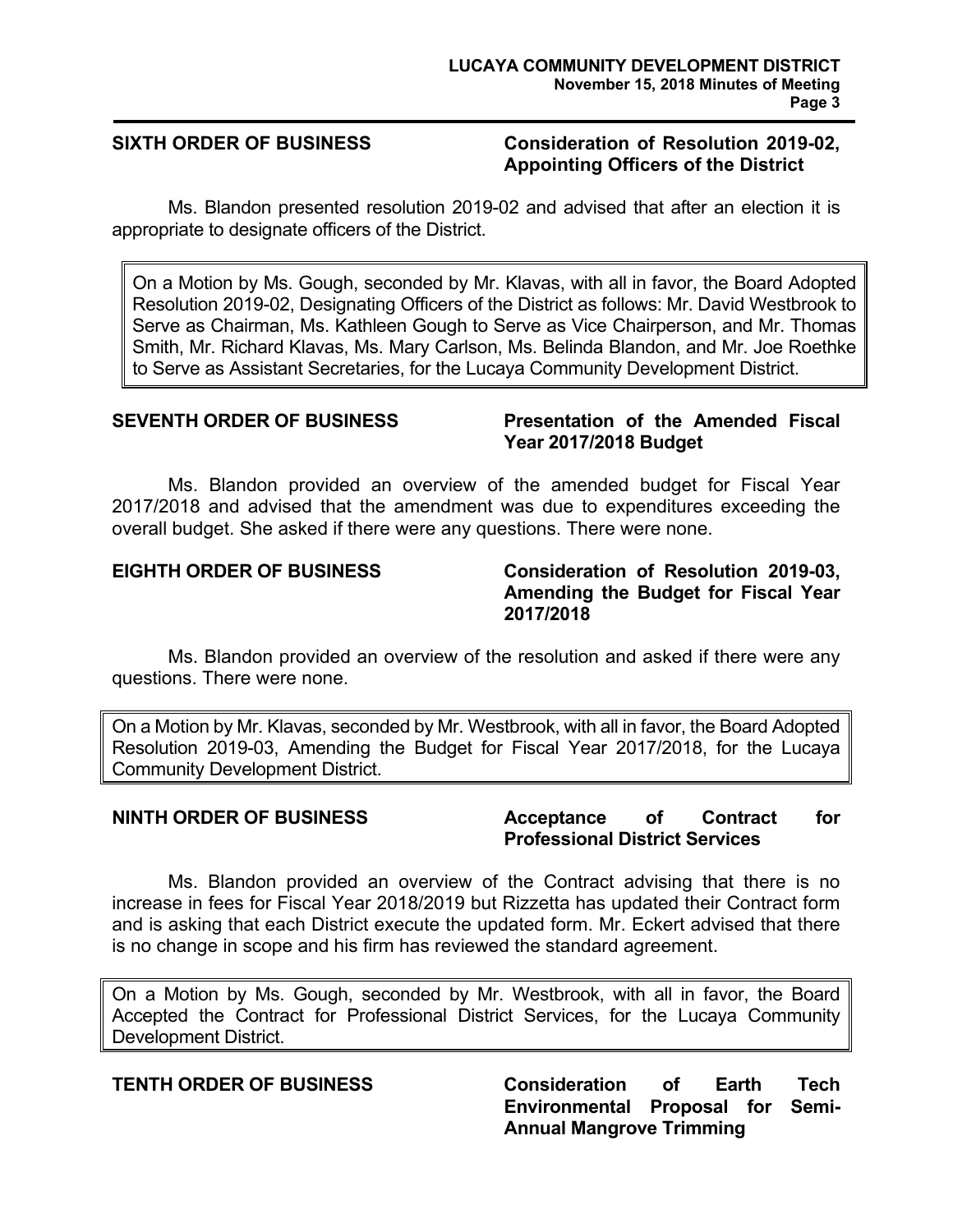**SIXTH ORDER OF BUSINESS** — **Consideration of Resolution 2019-02, Appointing Officers of the District**

Ms. Blandon presented resolution 2019-02 and advised that after an election it is appropriate to designate officers of the District.

> On a Motion by Ms. Gough, seconded by Mr. Klavas, with all in favor, the Board Adopted Resolution 2019-02, Designating Officers of the District as follows: Mr. David Westbrook to Serve as Chairman, Ms. Kathleen Gough to Serve as Vice Chairperson, and Mr. Thomas Smith, Mr. Richard Klavas, Ms. Mary Carlson, Ms. Belinda Blandon, and Mr. Joe Roethke to Serve as Assistant Secretaries, for the Lucaya Community Development District.

**SEVENTH ORDER OF BUSINESS** — **Presentation of the Amended Fiscal Year 2017/2018 Budget**

Ms. Blandon provided an overview of the amended budget for Fiscal Year 2017/2018 and advised that the amendment was due to expenditures exceeding the overall budget. She asked if there were any questions. There were none.

**EIGHTH ORDER OF BUSINESS** — **Consideration of Resolution 2019-03, Amending the Budget for Fiscal Year 2017/2018**

Ms. Blandon provided an overview of the resolution and asked if there were any questions. There were none.

> On a Motion by Mr. Klavas, seconded by Mr. Westbrook, with all in favor, the Board Adopted Resolution 2019-03, Amending the Budget for Fiscal Year 2017/2018, for the Lucaya Community Development District.

**NINTH ORDER OF BUSINESS** — **Acceptance of Contract for Professional District Services**

Ms. Blandon provided an overview of the Contract advising that there is no increase in fees for Fiscal Year 2018/2019 but Rizzetta has updated their Contract form and is asking that each District execute the updated form. Mr. Eckert advised that there is no change in scope and his firm has reviewed the standard agreement.

> On a Motion by Ms. Gough, seconded by Mr. Westbrook, with all in favor, the Board Accepted the Contract for Professional District Services, for the Lucaya Community Development District.

**TENTH ORDER OF BUSINESS** — **Consideration of Earth Tech Environmental Proposal for Semi-Annual Mangrove Trimming**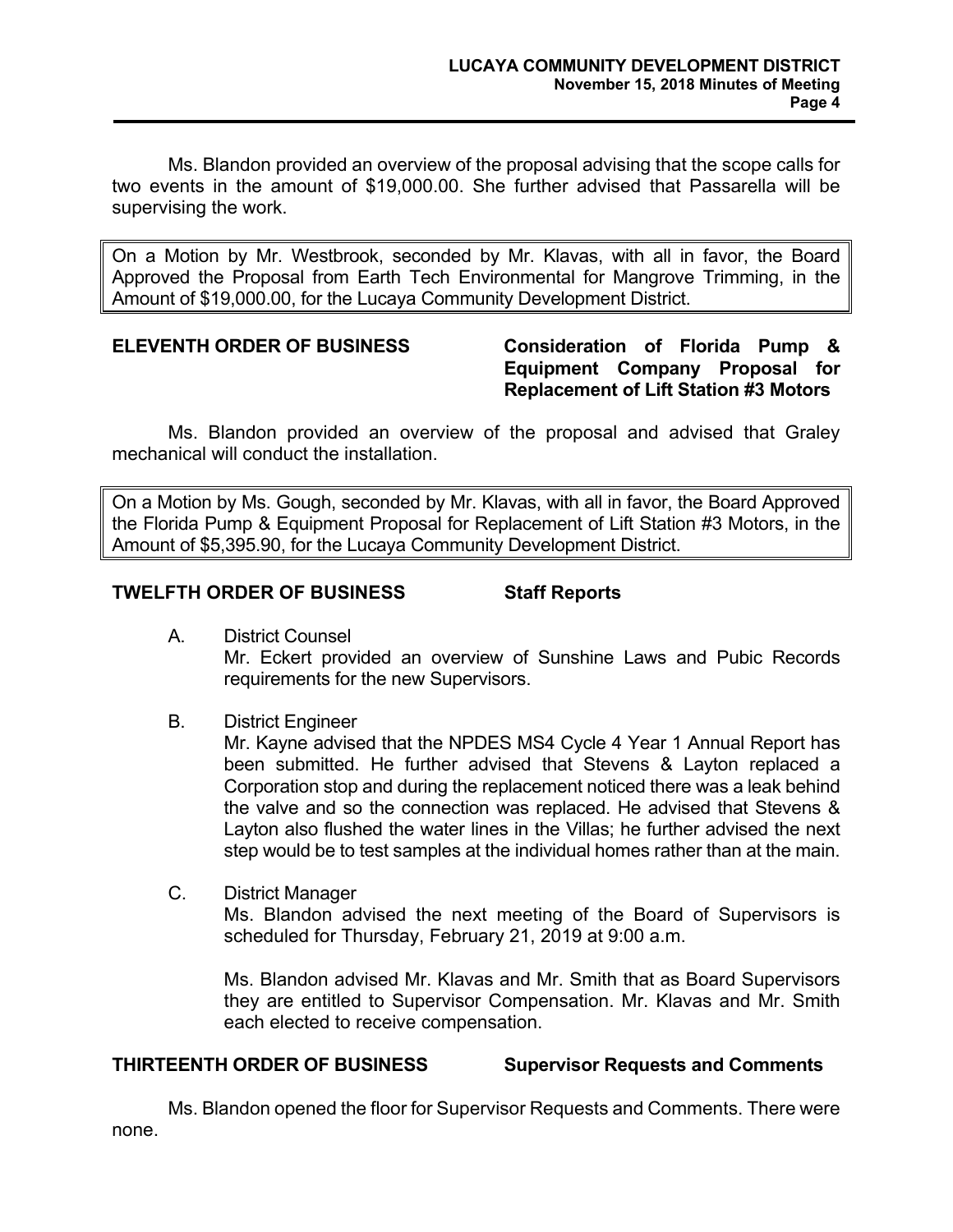Ms. Blandon provided an overview of the proposal advising that the scope calls for two events in the amount of $19,000.00. She further advised that Passarella will be supervising the work.

> On a Motion by Mr. Westbrook, seconded by Mr. Klavas, with all in favor, the Board Approved the Proposal from Earth Tech Environmental for Mangrove Trimming, in the Amount of $19,000.00, for the Lucaya Community Development District.

**ELEVENTH ORDER OF BUSINESS** **Consideration of Florida Pump & Equipment Company Proposal for Replacement of Lift Station #3 Motors**

Ms. Blandon provided an overview of the proposal and advised that Graley mechanical will conduct the installation.

> On a Motion by Ms. Gough, seconded by Mr. Klavas, with all in favor, the Board Approved the Florida Pump & Equipment Proposal for Replacement of Lift Station #3 Motors, in the Amount of $5,395.90, for the Lucaya Community Development District.

**TWELFTH ORDER OF BUSINESS** **Staff Reports**

A. District Counsel
Mr. Eckert provided an overview of Sunshine Laws and Pubic Records requirements for the new Supervisors.

B. District Engineer
Mr. Kayne advised that the NPDES MS4 Cycle 4 Year 1 Annual Report has been submitted. He further advised that Stevens & Layton replaced a Corporation stop and during the replacement noticed there was a leak behind the valve and so the connection was replaced. He advised that Stevens & Layton also flushed the water lines in the Villas; he further advised the next step would be to test samples at the individual homes rather than at the main.

C. District Manager
Ms. Blandon advised the next meeting of the Board of Supervisors is scheduled for Thursday, February 21, 2019 at 9:00 a.m.

Ms. Blandon advised Mr. Klavas and Mr. Smith that as Board Supervisors they are entitled to Supervisor Compensation. Mr. Klavas and Mr. Smith each elected to receive compensation.

**THIRTEENTH ORDER OF BUSINESS** **Supervisor Requests and Comments**

Ms. Blandon opened the floor for Supervisor Requests and Comments. There were none.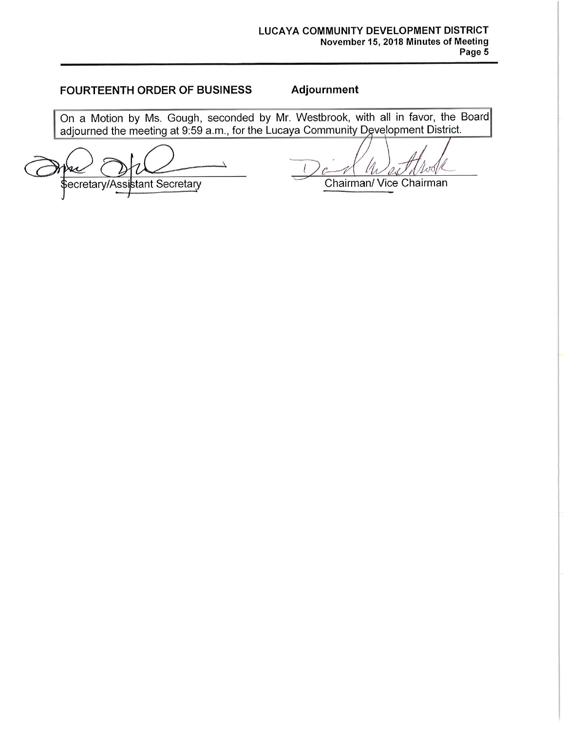## FOURTEENTH ORDER OF BUSINESS Adjournment

On a Motion by Ms. Gough, seconded by Mr. Westbrook, with all in favor, the Board adjourned the meeting at 9:59 a.m., for the Lucaya Community Development District.

Secretary/Assistant Secretary

Chairman/ Vice Chairman